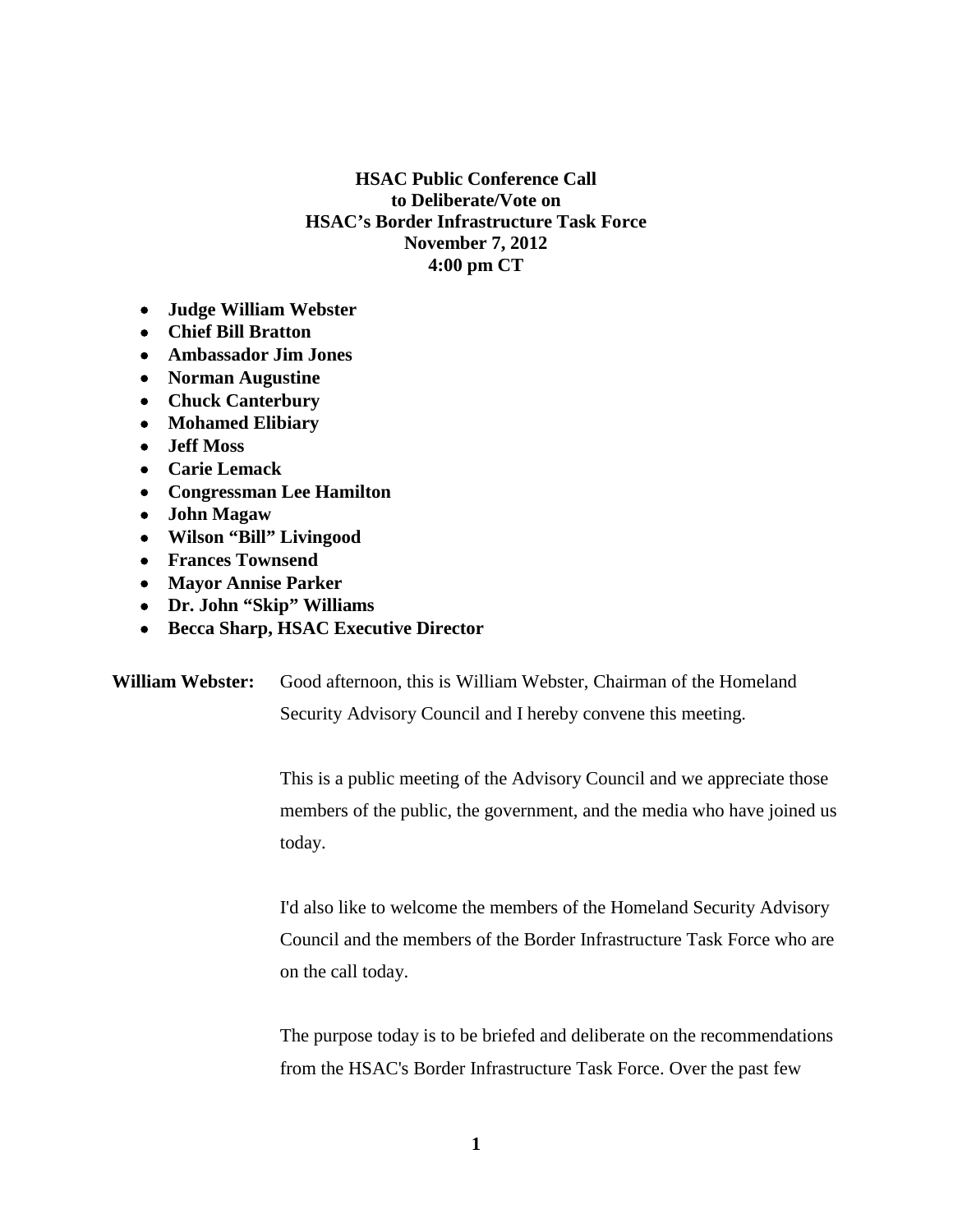**HSAC Public Conference Call**
**to Deliberate/Vote on**
**HSAC's Border Infrastructure Task Force**
**November 7, 2012**
**4:00 pm CT**

- **Judge William Webster**
- **Chief Bill Bratton**
- **Ambassador Jim Jones**
- **Norman Augustine**
- **Chuck Canterbury**
- **Mohamed Elibiary**
- **Jeff Moss**
- **Carie Lemack**
- **Congressman Lee Hamilton**
- **John Magaw**
- **Wilson "Bill" Livingood**
- **Frances Townsend**
- **Mayor Annise Parker**
- **Dr. John "Skip" Williams**
- **Becca Sharp, HSAC Executive Director**

**William Webster:** Good afternoon, this is William Webster, Chairman of the Homeland Security Advisory Council and I hereby convene this meeting.

This is a public meeting of the Advisory Council and we appreciate those members of the public, the government, and the media who have joined us today.

I'd also like to welcome the members of the Homeland Security Advisory Council and the members of the Border Infrastructure Task Force who are on the call today.

The purpose today is to be briefed and deliberate on the recommendations from the HSAC's Border Infrastructure Task Force. Over the past few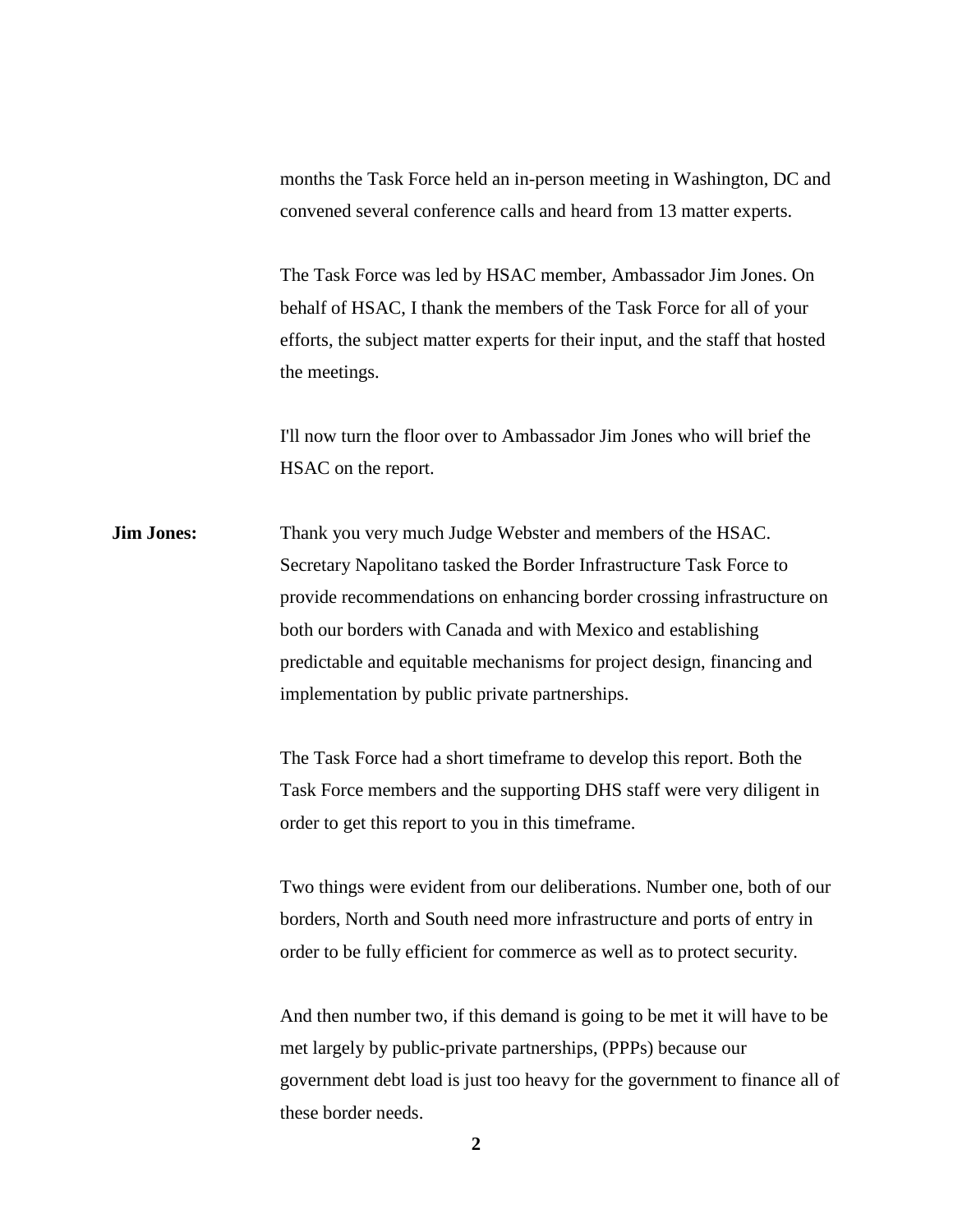months the Task Force held an in-person meeting in Washington, DC and convened several conference calls and heard from 13 matter experts.

The Task Force was led by HSAC member, Ambassador Jim Jones. On behalf of HSAC, I thank the members of the Task Force for all of your efforts, the subject matter experts for their input, and the staff that hosted the meetings.

I'll now turn the floor over to Ambassador Jim Jones who will brief the HSAC on the report.

**Jim Jones:** Thank you very much Judge Webster and members of the HSAC. Secretary Napolitano tasked the Border Infrastructure Task Force to provide recommendations on enhancing border crossing infrastructure on both our borders with Canada and with Mexico and establishing predictable and equitable mechanisms for project design, financing and implementation by public private partnerships.

The Task Force had a short timeframe to develop this report. Both the Task Force members and the supporting DHS staff were very diligent in order to get this report to you in this timeframe.

Two things were evident from our deliberations. Number one, both of our borders, North and South need more infrastructure and ports of entry in order to be fully efficient for commerce as well as to protect security.

And then number two, if this demand is going to be met it will have to be met largely by public-private partnerships, (PPPs) because our government debt load is just too heavy for the government to finance all of these border needs.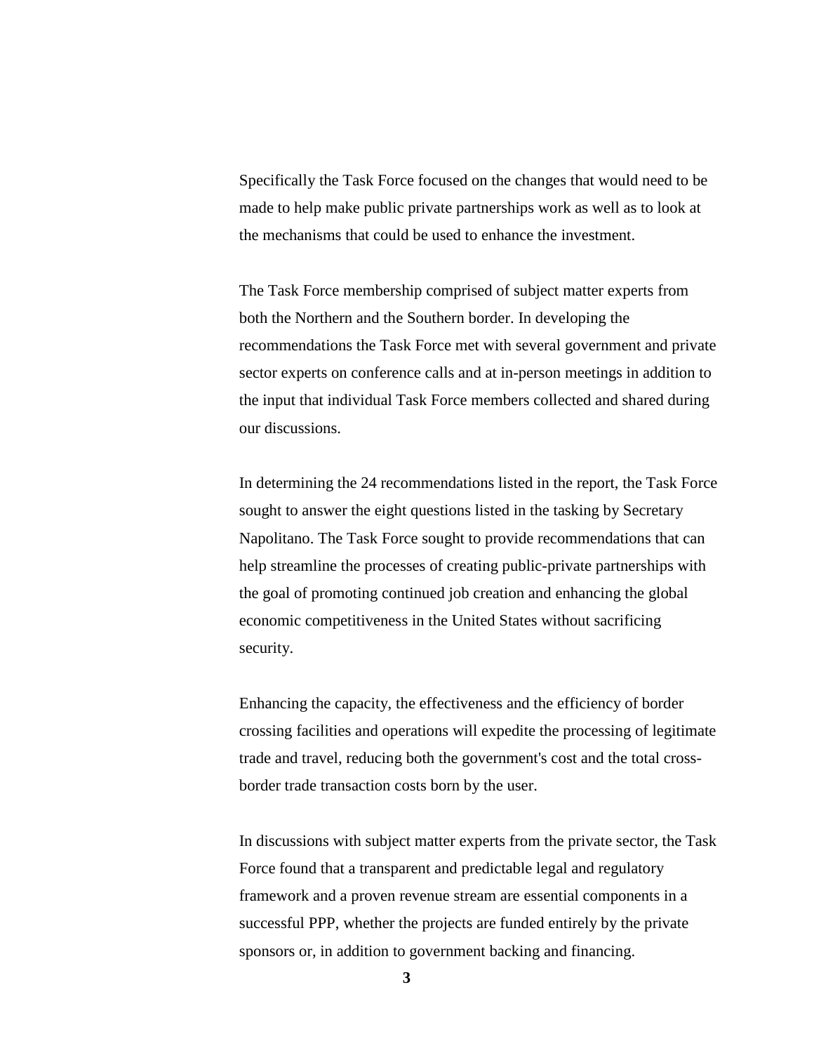Specifically the Task Force focused on the changes that would need to be made to help make public private partnerships work as well as to look at the mechanisms that could be used to enhance the investment.

The Task Force membership comprised of subject matter experts from both the Northern and the Southern border. In developing the recommendations the Task Force met with several government and private sector experts on conference calls and at in-person meetings in addition to the input that individual Task Force members collected and shared during our discussions.

In determining the 24 recommendations listed in the report, the Task Force sought to answer the eight questions listed in the tasking by Secretary Napolitano. The Task Force sought to provide recommendations that can help streamline the processes of creating public-private partnerships with the goal of promoting continued job creation and enhancing the global economic competitiveness in the United States without sacrificing security.

Enhancing the capacity, the effectiveness and the efficiency of border crossing facilities and operations will expedite the processing of legitimate trade and travel, reducing both the government's cost and the total cross-border trade transaction costs born by the user.

In discussions with subject matter experts from the private sector, the Task Force found that a transparent and predictable legal and regulatory framework and a proven revenue stream are essential components in a successful PPP, whether the projects are funded entirely by the private sponsors or, in addition to government backing and financing.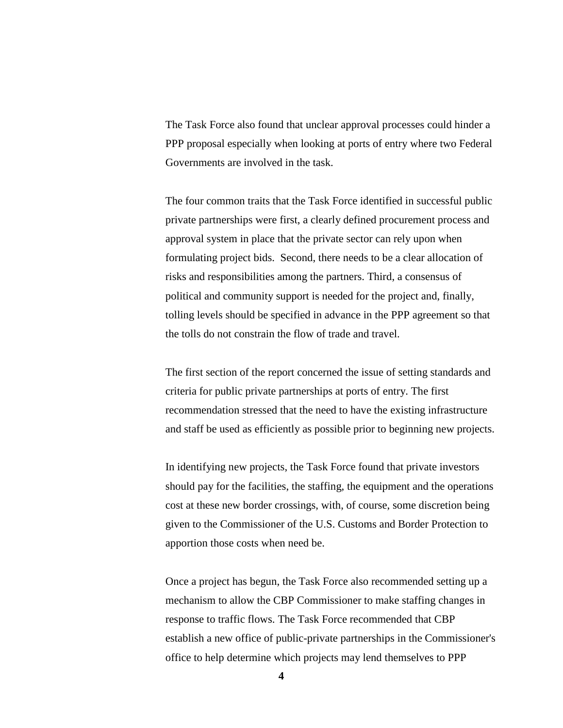The Task Force also found that unclear approval processes could hinder a PPP proposal especially when looking at ports of entry where two Federal Governments are involved in the task.

The four common traits that the Task Force identified in successful public private partnerships were first, a clearly defined procurement process and approval system in place that the private sector can rely upon when formulating project bids.  Second, there needs to be a clear allocation of risks and responsibilities among the partners. Third, a consensus of political and community support is needed for the project and, finally, tolling levels should be specified in advance in the PPP agreement so that the tolls do not constrain the flow of trade and travel.

The first section of the report concerned the issue of setting standards and criteria for public private partnerships at ports of entry. The first recommendation stressed that the need to have the existing infrastructure and staff be used as efficiently as possible prior to beginning new projects.

In identifying new projects, the Task Force found that private investors should pay for the facilities, the staffing, the equipment and the operations cost at these new border crossings, with, of course, some discretion being given to the Commissioner of the U.S. Customs and Border Protection to apportion those costs when need be.

Once a project has begun, the Task Force also recommended setting up a mechanism to allow the CBP Commissioner to make staffing changes in response to traffic flows. The Task Force recommended that CBP establish a new office of public-private partnerships in the Commissioner's office to help determine which projects may lend themselves to PPP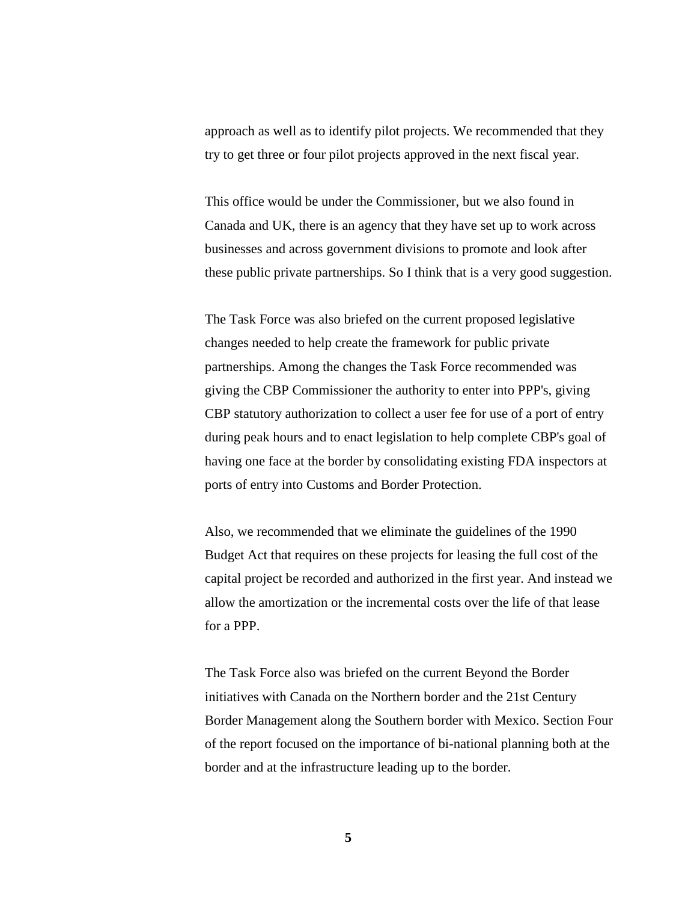approach as well as to identify pilot projects. We recommended that they try to get three or four pilot projects approved in the next fiscal year.

This office would be under the Commissioner, but we also found in Canada and UK, there is an agency that they have set up to work across businesses and across government divisions to promote and look after these public private partnerships. So I think that is a very good suggestion.

The Task Force was also briefed on the current proposed legislative changes needed to help create the framework for public private partnerships. Among the changes the Task Force recommended was giving the CBP Commissioner the authority to enter into PPP's, giving CBP statutory authorization to collect a user fee for use of a port of entry during peak hours and to enact legislation to help complete CBP's goal of having one face at the border by consolidating existing FDA inspectors at ports of entry into Customs and Border Protection.

Also, we recommended that we eliminate the guidelines of the 1990 Budget Act that requires on these projects for leasing the full cost of the capital project be recorded and authorized in the first year. And instead we allow the amortization or the incremental costs over the life of that lease for a PPP.

The Task Force also was briefed on the current Beyond the Border initiatives with Canada on the Northern border and the 21st Century Border Management along the Southern border with Mexico. Section Four of the report focused on the importance of bi-national planning both at the border and at the infrastructure leading up to the border.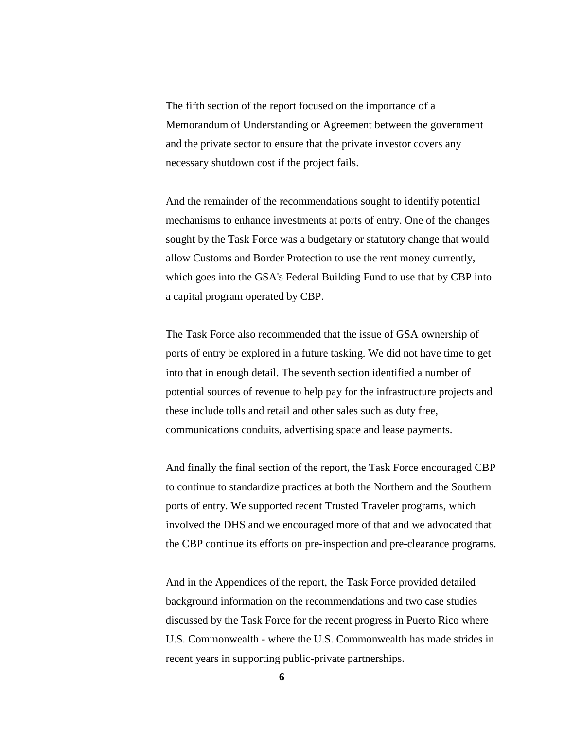The fifth section of the report focused on the importance of a Memorandum of Understanding or Agreement between the government and the private sector to ensure that the private investor covers any necessary shutdown cost if the project fails.

And the remainder of the recommendations sought to identify potential mechanisms to enhance investments at ports of entry. One of the changes sought by the Task Force was a budgetary or statutory change that would allow Customs and Border Protection to use the rent money currently, which goes into the GSA's Federal Building Fund to use that by CBP into a capital program operated by CBP.

The Task Force also recommended that the issue of GSA ownership of ports of entry be explored in a future tasking. We did not have time to get into that in enough detail. The seventh section identified a number of potential sources of revenue to help pay for the infrastructure projects and these include tolls and retail and other sales such as duty free, communications conduits, advertising space and lease payments.

And finally the final section of the report, the Task Force encouraged CBP to continue to standardize practices at both the Northern and the Southern ports of entry. We supported recent Trusted Traveler programs, which involved the DHS and we encouraged more of that and we advocated that the CBP continue its efforts on pre-inspection and pre-clearance programs.

And in the Appendices of the report, the Task Force provided detailed background information on the recommendations and two case studies discussed by the Task Force for the recent progress in Puerto Rico where U.S. Commonwealth - where the U.S. Commonwealth has made strides in recent years in supporting public-private partnerships.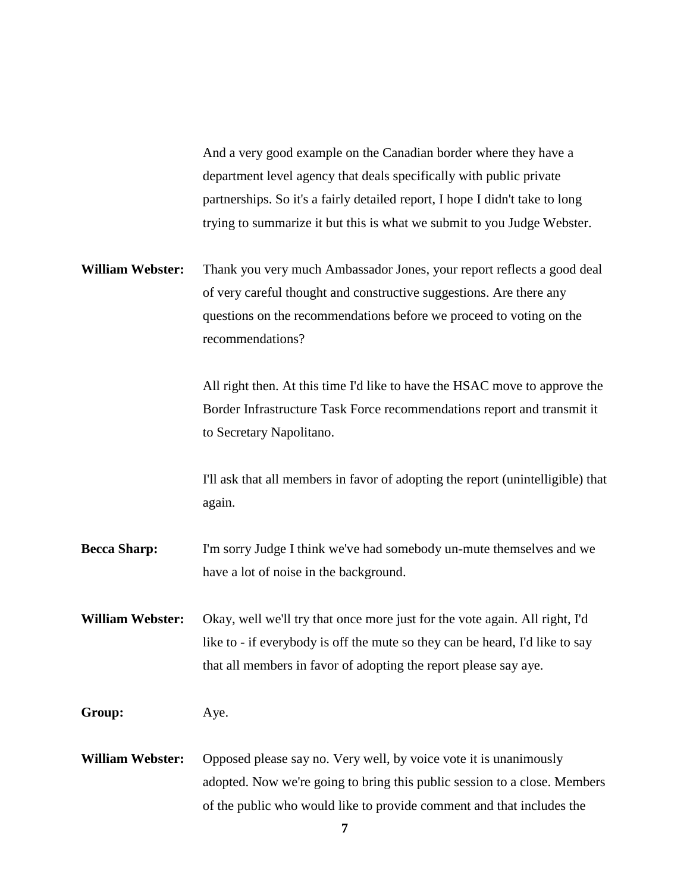And a very good example on the Canadian border where they have a department level agency that deals specifically with public private partnerships. So it's a fairly detailed report, I hope I didn't take to long trying to summarize it but this is what we submit to you Judge Webster.

**William Webster:** Thank you very much Ambassador Jones, your report reflects a good deal of very careful thought and constructive suggestions. Are there any questions on the recommendations before we proceed to voting on the recommendations?

All right then. At this time I'd like to have the HSAC move to approve the Border Infrastructure Task Force recommendations report and transmit it to Secretary Napolitano.

I'll ask that all members in favor of adopting the report (unintelligible) that again.

**Becca Sharp:** I'm sorry Judge I think we've had somebody un-mute themselves and we have a lot of noise in the background.

**William Webster:** Okay, well we'll try that once more just for the vote again. All right, I'd like to - if everybody is off the mute so they can be heard, I'd like to say that all members in favor of adopting the report please say aye.

**Group:** Aye.

**William Webster:** Opposed please say no. Very well, by voice vote it is unanimously adopted. Now we're going to bring this public session to a close. Members of the public who would like to provide comment and that includes the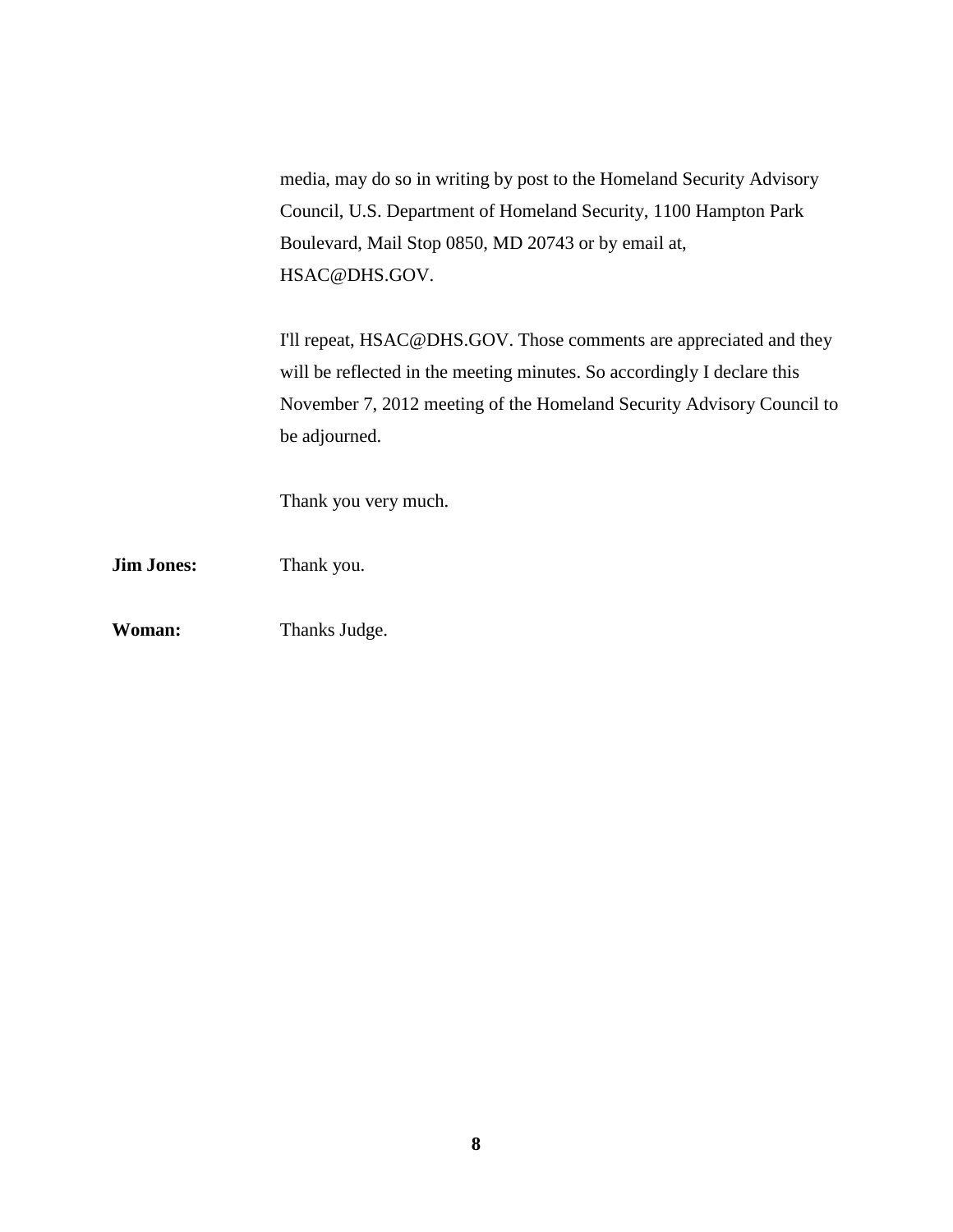media, may do so in writing by post to the Homeland Security Advisory Council, U.S. Department of Homeland Security, 1100 Hampton Park Boulevard, Mail Stop 0850, MD 20743 or by email at, HSAC@DHS.GOV.

I'll repeat, HSAC@DHS.GOV. Those comments are appreciated and they will be reflected in the meeting minutes. So accordingly I declare this November 7, 2012 meeting of the Homeland Security Advisory Council to be adjourned.

Thank you very much.

**Jim Jones:** Thank you.

**Woman:** Thanks Judge.